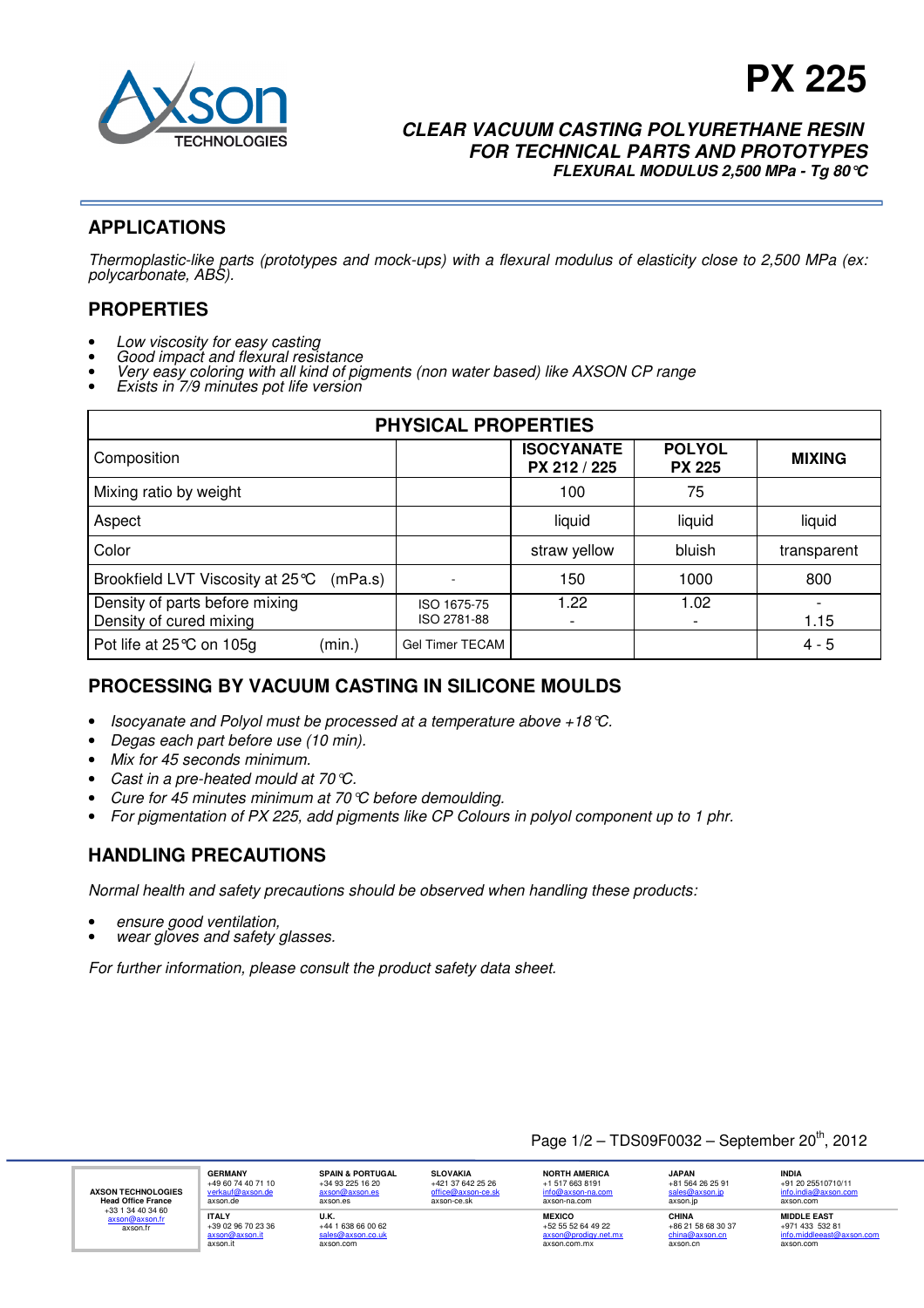# PX 225

***CLEAR VACUUM CASTING POLYURETHANE RESIN FOR TECHNICAL PARTS AND PROTOTYPES***

***FLEXURAL MODULUS 2,500 MPa - Tg 80°C***

## APPLICATIONS

*Thermoplastic-like parts (prototypes and mock-ups) with a flexural modulus of elasticity close to 2,500 MPa (ex: polycarbonate, ABS).*

## PROPERTIES

- *Low viscosity for easy casting*
- *Good impact and flexural resistance*
- *Very easy coloring with all kind of pigments (non water based) like AXSON CP range*
- *Exists in 7/9 minutes pot life version*

| PHYSICAL PROPERTIES | | | | |
|---|---|---|---|---|
| Composition | | **ISOCYANATE PX 212 / 225** | **POLYOL PX 225** | **MIXING** |
| Mixing ratio by weight | | 100 | 75 | |
| Aspect | | liquid | liquid | liquid |
| Color | | straw yellow | bluish | transparent |
| Brookfield LVT Viscosity at 25°C (mPa.s) | - | 150 | 1000 | 800 |
| Density of parts before mixing<br>Density of cured mixing | ISO 1675-75<br>ISO 2781-88 | 1.22<br>- | 1.02<br>- | -<br>1.15 |
| Pot life at 25°C on 105g (min.) | Gel Timer TECAM | | | 4 - 5 |

## PROCESSING BY VACUUM CASTING IN SILICONE MOULDS

- *Isocyanate and Polyol must be processed at a temperature above +18°C.*
- *Degas each part before use (10 min).*
- *Mix for 45 seconds minimum.*
- *Cast in a pre-heated mould at 70°C.*
- *Cure for 45 minutes minimum at 70°C before demoulding.*
- *For pigmentation of PX 225, add pigments like CP Colours in polyol component up to 1 phr.*

## HANDLING PRECAUTIONS

*Normal health and safety precautions should be observed when handling these products:*

- *ensure good ventilation,*
- *wear gloves and safety glasses.*

*For further information, please consult the product safety data sheet.*

Page 1/2 – TDS09F0032 – September 20th, 2012

| AXSON TECHNOLOGIES<br>Head Office France<br>+33 1 34 40 34 60<br>axson@axson.fr<br>axson.fr | GERMANY<br>+49 60 74 40 71 10<br>verkauf@axson.de<br>axson.de | SPAIN & PORTUGAL<br>+34 93 225 16 20<br>axson@axson.es<br>axson.es | SLOVAKIA<br>+421 37 642 25 26<br>office@axson-ce.sk<br>axson-ce.sk | NORTH AMERICA<br>+1 517 663 8191<br>info@axson-na.com<br>axson-na.com | JAPAN<br>+81 564 26 25 91<br>sales@axson.jp<br>axson.jp | INDIA<br>+91 20 25510710/11<br>info.india@axson.com<br>axson.com |
|---|---|---|---|---|---|---|
| | ITALY<br>+39 02 96 70 23 36<br>axson@axson.it<br>axson.it | U.K.<br>+44 1 638 66 00 62<br>sales@axson.co.uk<br>axson.com | | MEXICO<br>+52 55 52 64 49 22<br>axson@prodigy.net.mx<br>axson.com.mx | CHINA<br>+86 21 58 68 30 37<br>china@axson.cn<br>axson.cn | MIDDLE EAST<br>+971 433 532 81<br>info.middleeast@axson.com<br>axson.com |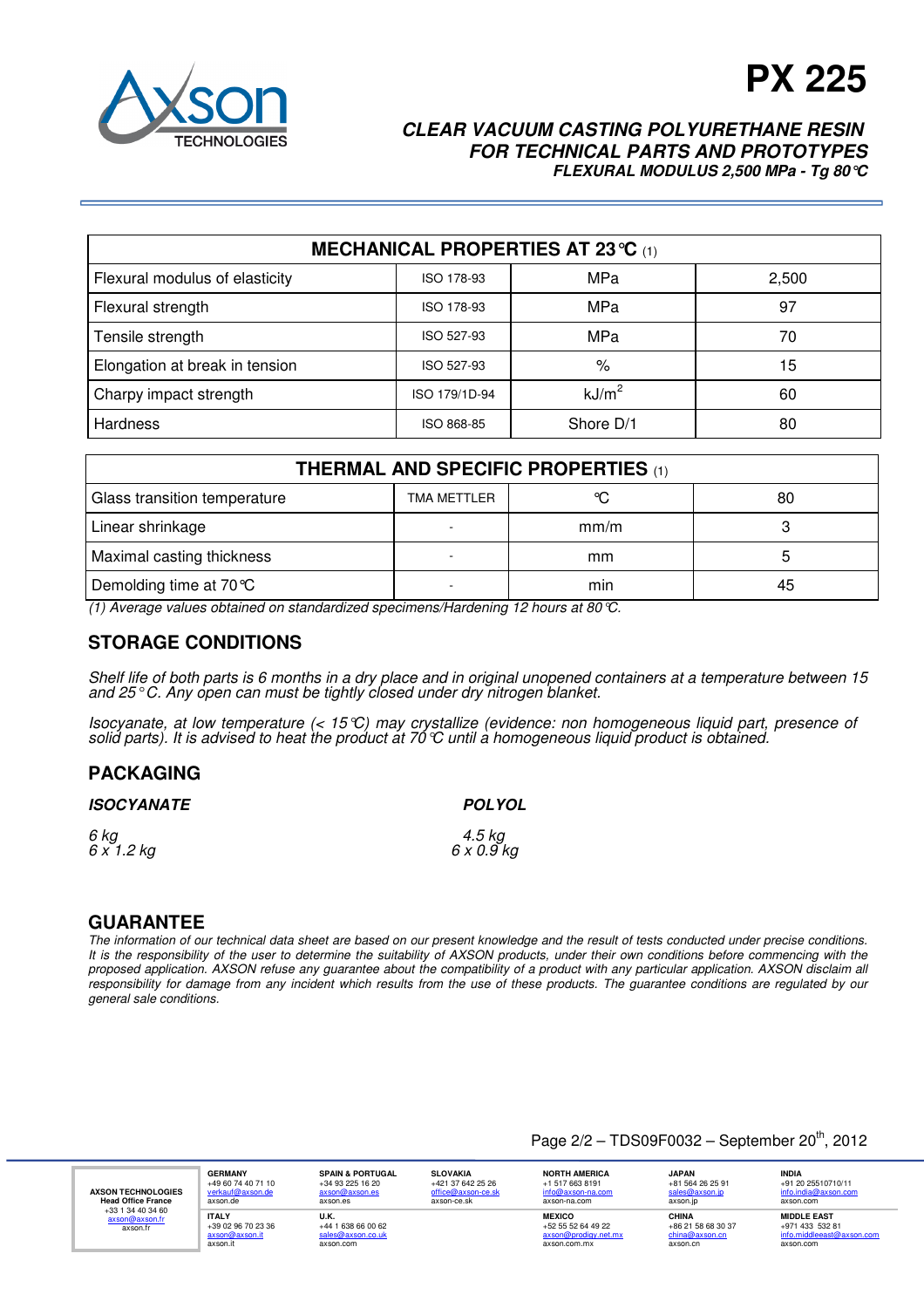# PX 225

***CLEAR VACUUM CASTING POLYURETHANE RESIN FOR TECHNICAL PARTS AND PROTOTYPES***
***FLEXURAL MODULUS 2,500 MPa - Tg 80°C***

| MECHANICAL PROPERTIES AT 23°C (1) | | | |
|---|---|---|---|
| Flexural modulus of elasticity | ISO 178-93 | MPa | 2,500 |
| Flexural strength | ISO 178-93 | MPa | 97 |
| Tensile strength | ISO 527-93 | MPa | 70 |
| Elongation at break in tension | ISO 527-93 | % | 15 |
| Charpy impact strength | ISO 179/1D-94 | kJ/m$^2$ | 60 |
| Hardness | ISO 868-85 | Shore D/1 | 80 |

| THERMAL AND SPECIFIC PROPERTIES (1) | | | |
|---|---|---|---|
| Glass transition temperature | TMA METTLER | °C | 80 |
| Linear shrinkage | - | mm/m | 3 |
| Maximal casting thickness | - | mm | 5 |
| Demolding time at 70°C | - | min | 45 |

*(1) Average values obtained on standardized specimens/Hardening 12 hours at 80°C.*

## STORAGE CONDITIONS

*Shelf life of both parts is 6 months in a dry place and in original unopened containers at a temperature between 15 and 25°C. Any open can must be tightly closed under dry nitrogen blanket.*

*Isocyanate, at low temperature (< 15°C) may crystallize (evidence: non homogeneous liquid part, presence of solid parts). It is advised to heat the product at 70°C until a homogeneous liquid product is obtained.*

## PACKAGING

***ISOCYANATE***

*6 kg*
*6 x 1.2 kg*

***POLYOL***

*4.5 kg*
*6 x 0.9 kg*

## GUARANTEE

*The information of our technical data sheet are based on our present knowledge and the result of tests conducted under precise conditions. It is the responsibility of the user to determine the suitability of AXSON products, under their own conditions before commencing with the proposed application. AXSON refuse any guarantee about the compatibility of a product with any particular application. AXSON disclaim all responsibility for damage from any incident which results from the use of these products. The guarantee conditions are regulated by our general sale conditions.*

Page 2/2 – TDS09F0032 – September 20th, 2012

**AXSON TECHNOLOGIES**
**Head Office France**
+33 1 34 40 34 60
axson@axson.fr
axson.fr

**GERMANY** +49 60 74 40 71 10 verkauf@axson.de axson.de
**ITALY** +39 02 96 70 23 36 axson@axson.it axson.it
**SPAIN & PORTUGAL** +34 93 225 16 20 axson@axson.es axson.es
**U.K.** +44 1 638 66 00 62 sales@axson.co.uk axson.com
**SLOVAKIA** +421 37 642 25 26 office@axson-ce.sk axson-ce.sk
**NORTH AMERICA** +1 517 663 8191 info@axson-na.com axson-na.com
**MEXICO** +52 55 52 64 49 22 axson@prodigy.net.mx axson.com.mx
**JAPAN** +81 564 26 25 91 sales@axson.jp axson.jp
**CHINA** +86 21 58 68 30 37 china@axson.cn axson.cn
**INDIA** +91 20 25510710/11 info.india@axson.com axson.com
**MIDDLE EAST** +971 433 532 81 info.middleeast@axson.com axson.com